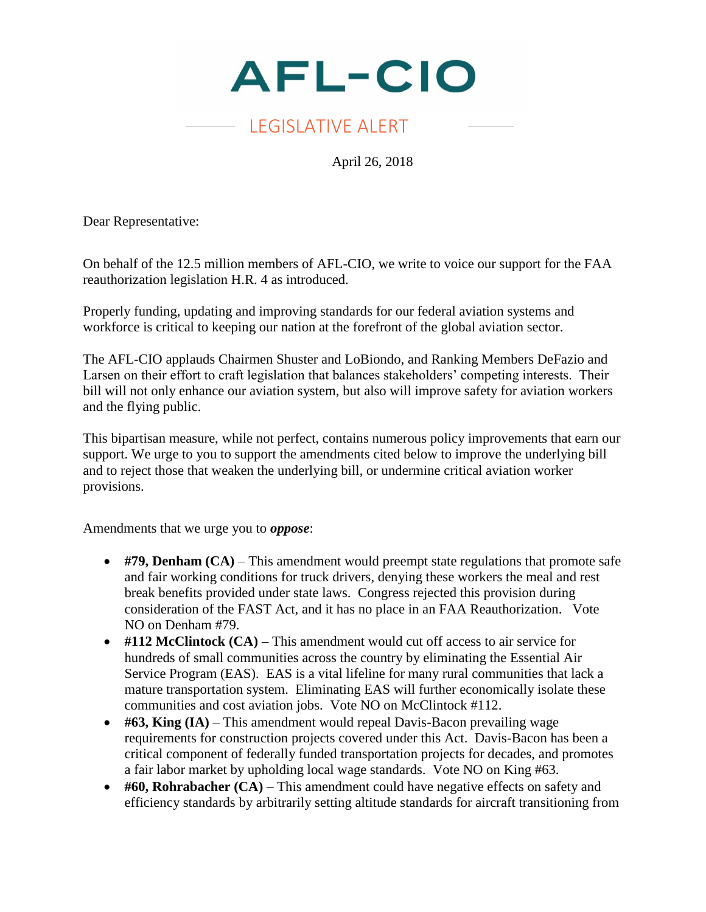# AFL-CIO

## LEGISLATIVE ALERT

April 26, 2018

Dear Representative:

On behalf of the 12.5 million members of AFL-CIO, we write to voice our support for the FAA reauthorization legislation H.R. 4 as introduced.

Properly funding, updating and improving standards for our federal aviation systems and workforce is critical to keeping our nation at the forefront of the global aviation sector.

The AFL-CIO applauds Chairmen Shuster and LoBiondo, and Ranking Members DeFazio and Larsen on their effort to craft legislation that balances stakeholders' competing interests. Their bill will not only enhance our aviation system, but also will improve safety for aviation workers and the flying public.

This bipartisan measure, while not perfect, contains numerous policy improvements that earn our support. We urge to you to support the amendments cited below to improve the underlying bill and to reject those that weaken the underlying bill, or undermine critical aviation worker provisions.

Amendments that we urge you to ***oppose***:

- **#79, Denham (CA)** – This amendment would preempt state regulations that promote safe and fair working conditions for truck drivers, denying these workers the meal and rest break benefits provided under state laws. Congress rejected this provision during consideration of the FAST Act, and it has no place in an FAA Reauthorization. Vote NO on Denham #79.
- **#112 McClintock (CA) –** This amendment would cut off access to air service for hundreds of small communities across the country by eliminating the Essential Air Service Program (EAS). EAS is a vital lifeline for many rural communities that lack a mature transportation system. Eliminating EAS will further economically isolate these communities and cost aviation jobs. Vote NO on McClintock #112.
- **#63, King (IA)** – This amendment would repeal Davis-Bacon prevailing wage requirements for construction projects covered under this Act. Davis-Bacon has been a critical component of federally funded transportation projects for decades, and promotes a fair labor market by upholding local wage standards. Vote NO on King #63.
- **#60, Rohrabacher (CA)** – This amendment could have negative effects on safety and efficiency standards by arbitrarily setting altitude standards for aircraft transitioning from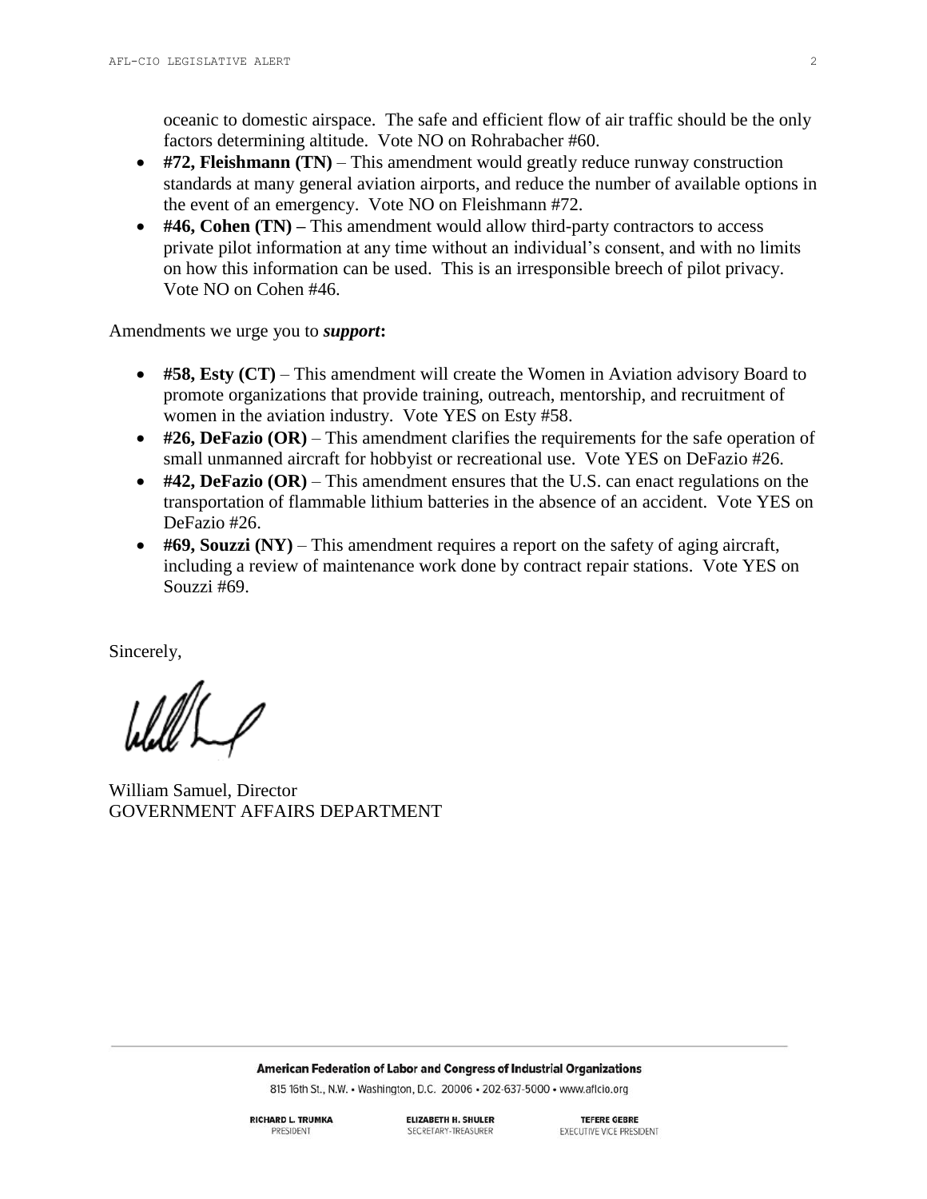oceanic to domestic airspace. The safe and efficient flow of air traffic should be the only factors determining altitude. Vote NO on Rohrabacher #60.
- **#72, Fleishmann (TN)** – This amendment would greatly reduce runway construction standards at many general aviation airports, and reduce the number of available options in the event of an emergency. Vote NO on Fleishmann #72.
- **#46, Cohen (TN) –** This amendment would allow third-party contractors to access private pilot information at any time without an individual's consent, and with no limits on how this information can be used. This is an irresponsible breech of pilot privacy. Vote NO on Cohen #46.

Amendments we urge you to ***support*:**

- **#58, Esty (CT)** – This amendment will create the Women in Aviation advisory Board to promote organizations that provide training, outreach, mentorship, and recruitment of women in the aviation industry. Vote YES on Esty #58.
- **#26, DeFazio (OR)** – This amendment clarifies the requirements for the safe operation of small unmanned aircraft for hobbyist or recreational use. Vote YES on DeFazio #26.
- **#42, DeFazio (OR)** – This amendment ensures that the U.S. can enact regulations on the transportation of flammable lithium batteries in the absence of an accident. Vote YES on DeFazio #26.
- **#69, Souzzi (NY)** – This amendment requires a report on the safety of aging aircraft, including a review of maintenance work done by contract repair stations. Vote YES on Souzzi #69.

Sincerely,

William Samuel, Director
GOVERNMENT AFFAIRS DEPARTMENT

**American Federation of Labor and Congress of Industrial Organizations**
815 16th St., N.W. • Washington, D.C. 20006 • 202-637-5000 • www.aflcio.org

**RICHARD L. TRUMKA** PRESIDENT | **ELIZABETH H. SHULER** SECRETARY-TREASURER | **TEFERE GEBRE** EXECUTIVE VICE PRESIDENT